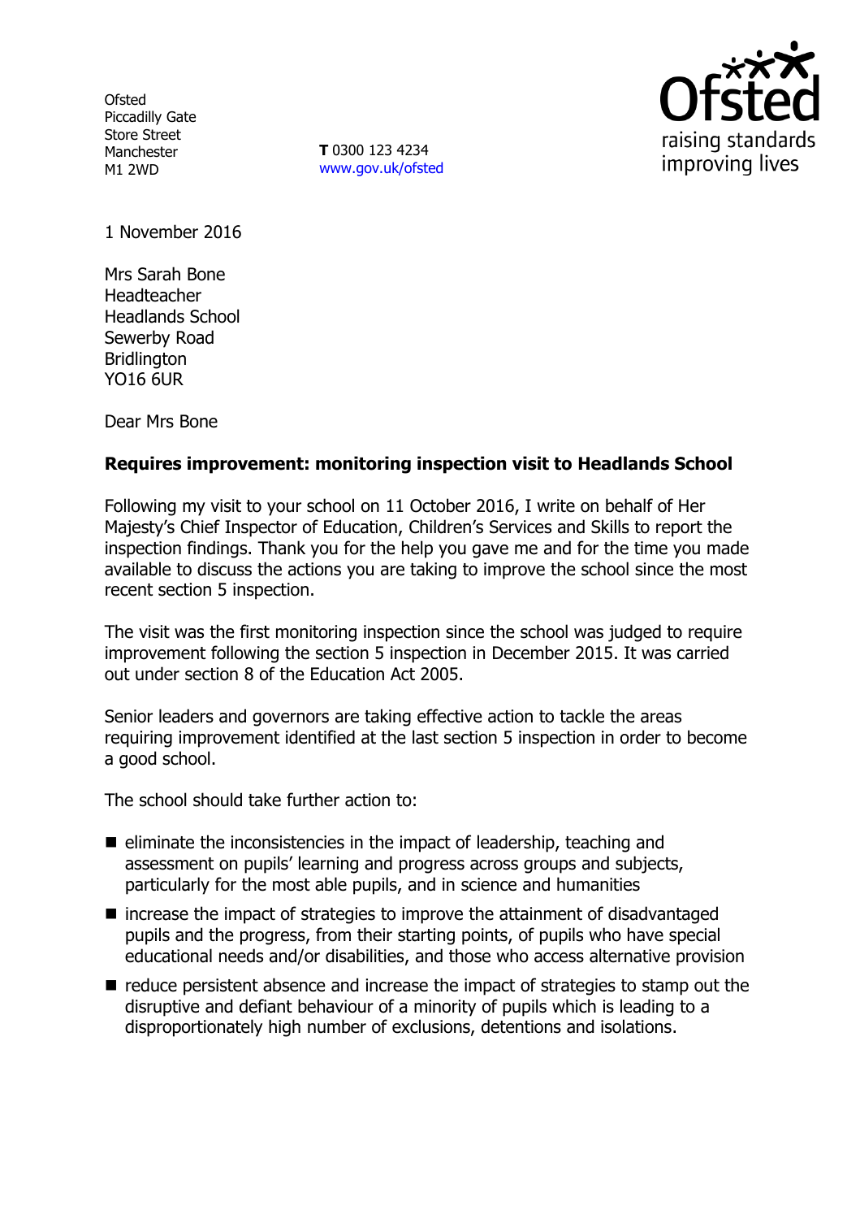Ofsted
Piccadilly Gate
Store Street
Manchester
M1 2WD

**T** 0300 123 4234
www.gov.uk/ofsted

1 November 2016

Mrs Sarah Bone
Headteacher
Headlands School
Sewerby Road
Bridlington
YO16 6UR

Dear Mrs Bone

**Requires improvement: monitoring inspection visit to Headlands School**

Following my visit to your school on 11 October 2016, I write on behalf of Her Majesty's Chief Inspector of Education, Children's Services and Skills to report the inspection findings. Thank you for the help you gave me and for the time you made available to discuss the actions you are taking to improve the school since the most recent section 5 inspection.

The visit was the first monitoring inspection since the school was judged to require improvement following the section 5 inspection in December 2015. It was carried out under section 8 of the Education Act 2005.

Senior leaders and governors are taking effective action to tackle the areas requiring improvement identified at the last section 5 inspection in order to become a good school.

The school should take further action to:

- eliminate the inconsistencies in the impact of leadership, teaching and assessment on pupils' learning and progress across groups and subjects, particularly for the most able pupils, and in science and humanities
- increase the impact of strategies to improve the attainment of disadvantaged pupils and the progress, from their starting points, of pupils who have special educational needs and/or disabilities, and those who access alternative provision
- reduce persistent absence and increase the impact of strategies to stamp out the disruptive and defiant behaviour of a minority of pupils which is leading to a disproportionately high number of exclusions, detentions and isolations.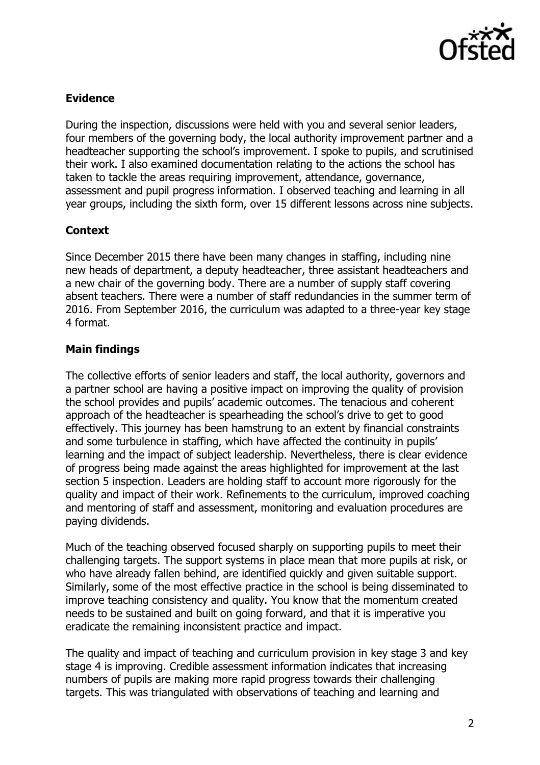### Evidence

During the inspection, discussions were held with you and several senior leaders, four members of the governing body, the local authority improvement partner and a headteacher supporting the school's improvement. I spoke to pupils, and scrutinised their work. I also examined documentation relating to the actions the school has taken to tackle the areas requiring improvement, attendance, governance, assessment and pupil progress information. I observed teaching and learning in all year groups, including the sixth form, over 15 different lessons across nine subjects.

### Context

Since December 2015 there have been many changes in staffing, including nine new heads of department, a deputy headteacher, three assistant headteachers and a new chair of the governing body. There are a number of supply staff covering absent teachers. There were a number of staff redundancies in the summer term of 2016. From September 2016, the curriculum was adapted to a three-year key stage 4 format.

### Main findings

The collective efforts of senior leaders and staff, the local authority, governors and a partner school are having a positive impact on improving the quality of provision the school provides and pupils' academic outcomes. The tenacious and coherent approach of the headteacher is spearheading the school's drive to get to good effectively. This journey has been hamstrung to an extent by financial constraints and some turbulence in staffing, which have affected the continuity in pupils' learning and the impact of subject leadership. Nevertheless, there is clear evidence of progress being made against the areas highlighted for improvement at the last section 5 inspection. Leaders are holding staff to account more rigorously for the quality and impact of their work. Refinements to the curriculum, improved coaching and mentoring of staff and assessment, monitoring and evaluation procedures are paying dividends.

Much of the teaching observed focused sharply on supporting pupils to meet their challenging targets. The support systems in place mean that more pupils at risk, or who have already fallen behind, are identified quickly and given suitable support. Similarly, some of the most effective practice in the school is being disseminated to improve teaching consistency and quality. You know that the momentum created needs to be sustained and built on going forward, and that it is imperative you eradicate the remaining inconsistent practice and impact.

The quality and impact of teaching and curriculum provision in key stage 3 and key stage 4 is improving. Credible assessment information indicates that increasing numbers of pupils are making more rapid progress towards their challenging targets. This was triangulated with observations of teaching and learning and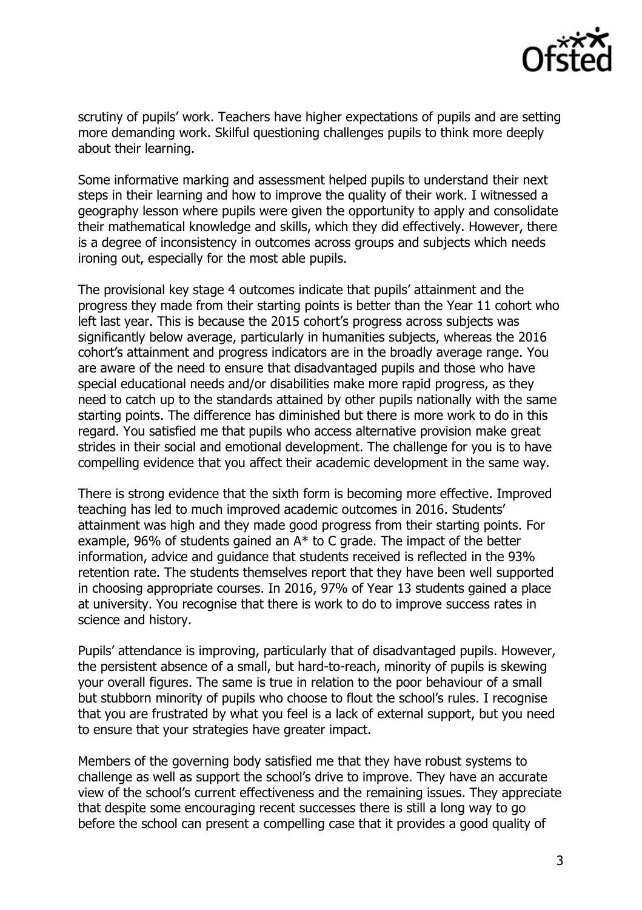scrutiny of pupils' work. Teachers have higher expectations of pupils and are setting more demanding work. Skilful questioning challenges pupils to think more deeply about their learning.

Some informative marking and assessment helped pupils to understand their next steps in their learning and how to improve the quality of their work. I witnessed a geography lesson where pupils were given the opportunity to apply and consolidate their mathematical knowledge and skills, which they did effectively. However, there is a degree of inconsistency in outcomes across groups and subjects which needs ironing out, especially for the most able pupils.

The provisional key stage 4 outcomes indicate that pupils' attainment and the progress they made from their starting points is better than the Year 11 cohort who left last year. This is because the 2015 cohort's progress across subjects was significantly below average, particularly in humanities subjects, whereas the 2016 cohort's attainment and progress indicators are in the broadly average range. You are aware of the need to ensure that disadvantaged pupils and those who have special educational needs and/or disabilities make more rapid progress, as they need to catch up to the standards attained by other pupils nationally with the same starting points. The difference has diminished but there is more work to do in this regard. You satisfied me that pupils who access alternative provision make great strides in their social and emotional development. The challenge for you is to have compelling evidence that you affect their academic development in the same way.

There is strong evidence that the sixth form is becoming more effective. Improved teaching has led to much improved academic outcomes in 2016. Students' attainment was high and they made good progress from their starting points. For example, 96% of students gained an A* to C grade. The impact of the better information, advice and guidance that students received is reflected in the 93% retention rate. The students themselves report that they have been well supported in choosing appropriate courses. In 2016, 97% of Year 13 students gained a place at university. You recognise that there is work to do to improve success rates in science and history.

Pupils' attendance is improving, particularly that of disadvantaged pupils. However, the persistent absence of a small, but hard-to-reach, minority of pupils is skewing your overall figures. The same is true in relation to the poor behaviour of a small but stubborn minority of pupils who choose to flout the school's rules. I recognise that you are frustrated by what you feel is a lack of external support, but you need to ensure that your strategies have greater impact.

Members of the governing body satisfied me that they have robust systems to challenge as well as support the school's drive to improve. They have an accurate view of the school's current effectiveness and the remaining issues. They appreciate that despite some encouraging recent successes there is still a long way to go before the school can present a compelling case that it provides a good quality of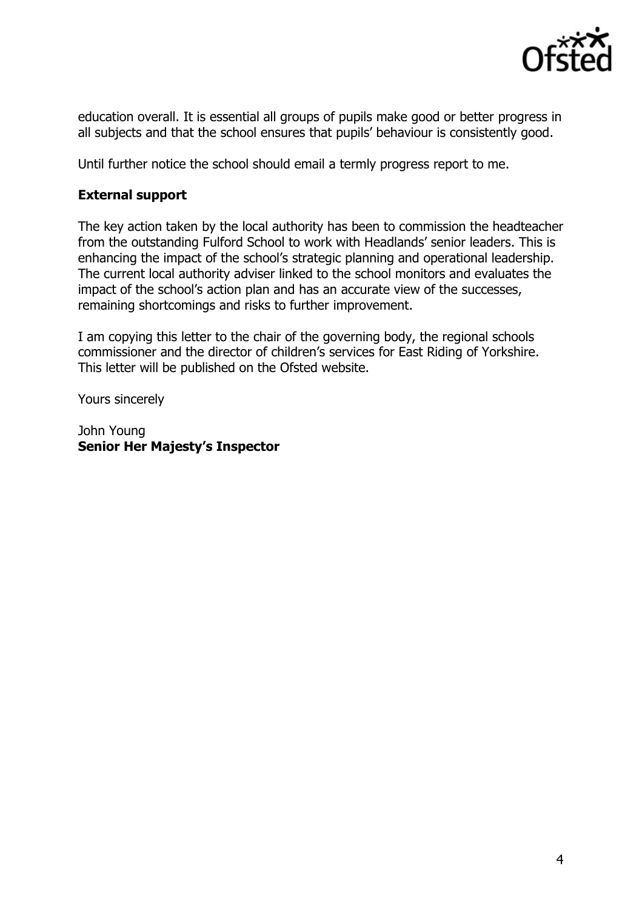education overall. It is essential all groups of pupils make good or better progress in all subjects and that the school ensures that pupils' behaviour is consistently good.

Until further notice the school should email a termly progress report to me.

**External support**

The key action taken by the local authority has been to commission the headteacher from the outstanding Fulford School to work with Headlands' senior leaders. This is enhancing the impact of the school's strategic planning and operational leadership. The current local authority adviser linked to the school monitors and evaluates the impact of the school's action plan and has an accurate view of the successes, remaining shortcomings and risks to further improvement.

I am copying this letter to the chair of the governing body, the regional schools commissioner and the director of children's services for East Riding of Yorkshire. This letter will be published on the Ofsted website.

Yours sincerely

John Young
**Senior Her Majesty's Inspector**